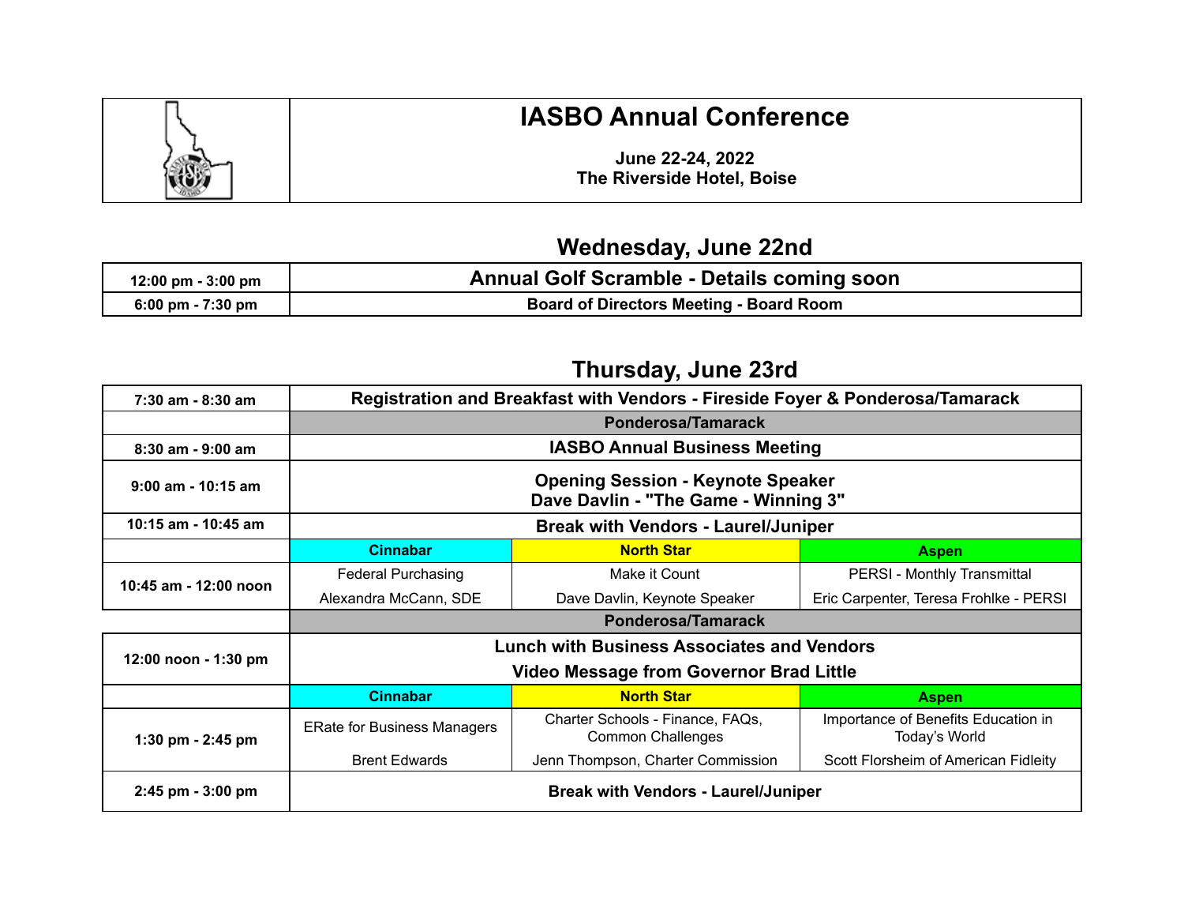# IASBO Annual Conference

**June 22-24, 2022**
**The Riverside Hotel, Boise**

## Wednesday, June 22nd

| | |
|---|---|
| 12:00 pm - 3:00 pm | **Annual Golf Scramble - Details coming soon** |
| 6:00 pm - 7:30 pm | **Board of Directors Meeting - Board Room** |

## Thursday, June 23rd

| | | | |
|---|---|---|---|
| 7:30 am - 8:30 am | **Registration and Breakfast with Vendors - Fireside Foyer & Ponderosa/Tamarack** | | |
| | **Ponderosa/Tamarack** | | |
| 8:30 am - 9:00 am | **IASBO Annual Business Meeting** | | |
| 9:00 am - 10:15 am | **Opening Session - Keynote Speaker**<br>**Dave Davlin - "The Game - Winning 3"** | | |
| 10:15 am - 10:45 am | **Break with Vendors - Laurel/Juniper** | | |
| | **Cinnabar** | **North Star** | **Aspen** |
| 10:45 am - 12:00 noon | Federal Purchasing<br>Alexandra McCann, SDE | Make it Count<br>Dave Davlin, Keynote Speaker | PERSI - Monthly Transmittal<br>Eric Carpenter, Teresa Frohlke - PERSI |
| | **Ponderosa/Tamarack** | | |
| 12:00 noon - 1:30 pm | **Lunch with Business Associates and Vendors**<br>**Video Message from Governor Brad Little** | | |
| | **Cinnabar** | **North Star** | **Aspen** |
| 1:30 pm - 2:45 pm | ERate for Business Managers<br>Brent Edwards | Charter Schools - Finance, FAQs, Common Challenges<br>Jenn Thompson, Charter Commission | Importance of Benefits Education in Today's World<br>Scott Florsheim of American Fidleity |
| 2:45 pm - 3:00 pm | **Break with Vendors - Laurel/Juniper** | | |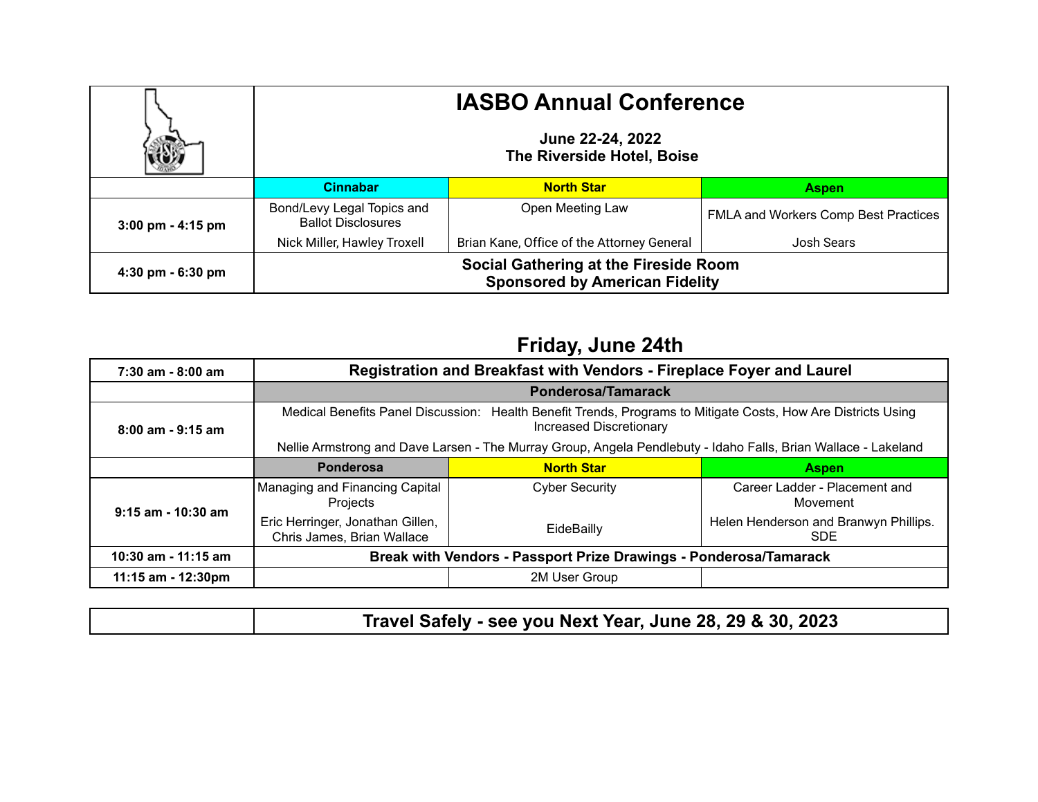# IASBO Annual Conference

**June 22-24, 2022**
**The Riverside Hotel, Boise**

| | Cinnabar | North Star | Aspen |
|---|---|---|---|
| **3:00 pm - 4:15 pm** | Bond/Levy Legal Topics and Ballot Disclosures<br>Nick Miller, Hawley Troxell | Open Meeting Law<br>Brian Kane, Office of the Attorney General | FMLA and Workers Comp Best Practices<br>Josh Sears |
| **4:30 pm - 6:30 pm** | **Social Gathering at the Fireside Room Sponsored by American Fidelity** | | |

## Friday, June 24th

| | | | |
|---|---|---|---|
| **7:30 am - 8:00 am** | **Registration and Breakfast with Vendors - Fireplace Foyer and Laurel** | | |
| | **Ponderosa/Tamarack** | | |
| **8:00 am - 9:15 am** | Medical Benefits Panel Discussion: Health Benefit Trends, Programs to Mitigate Costs, How Are Districts Using Increased Discretionary<br>Nellie Armstrong and Dave Larsen - The Murray Group, Angela Pendlebuty - Idaho Falls, Brian Wallace - Lakeland | | |
| | **Ponderosa** | **North Star** | **Aspen** |
| **9:15 am - 10:30 am** | Managing and Financing Capital Projects<br>Eric Herringer, Jonathan Gillen, Chris James, Brian Wallace | Cyber Security<br>EideBailly | Career Ladder - Placement and Movement<br>Helen Henderson and Branwyn Phillips. SDE |
| **10:30 am - 11:15 am** | **Break with Vendors - Passport Prize Drawings - Ponderosa/Tamarack** | | |
| **11:15 am - 12:30pm** | | 2M User Group | |

**Travel Safely - see you Next Year, June 28, 29 & 30, 2023**